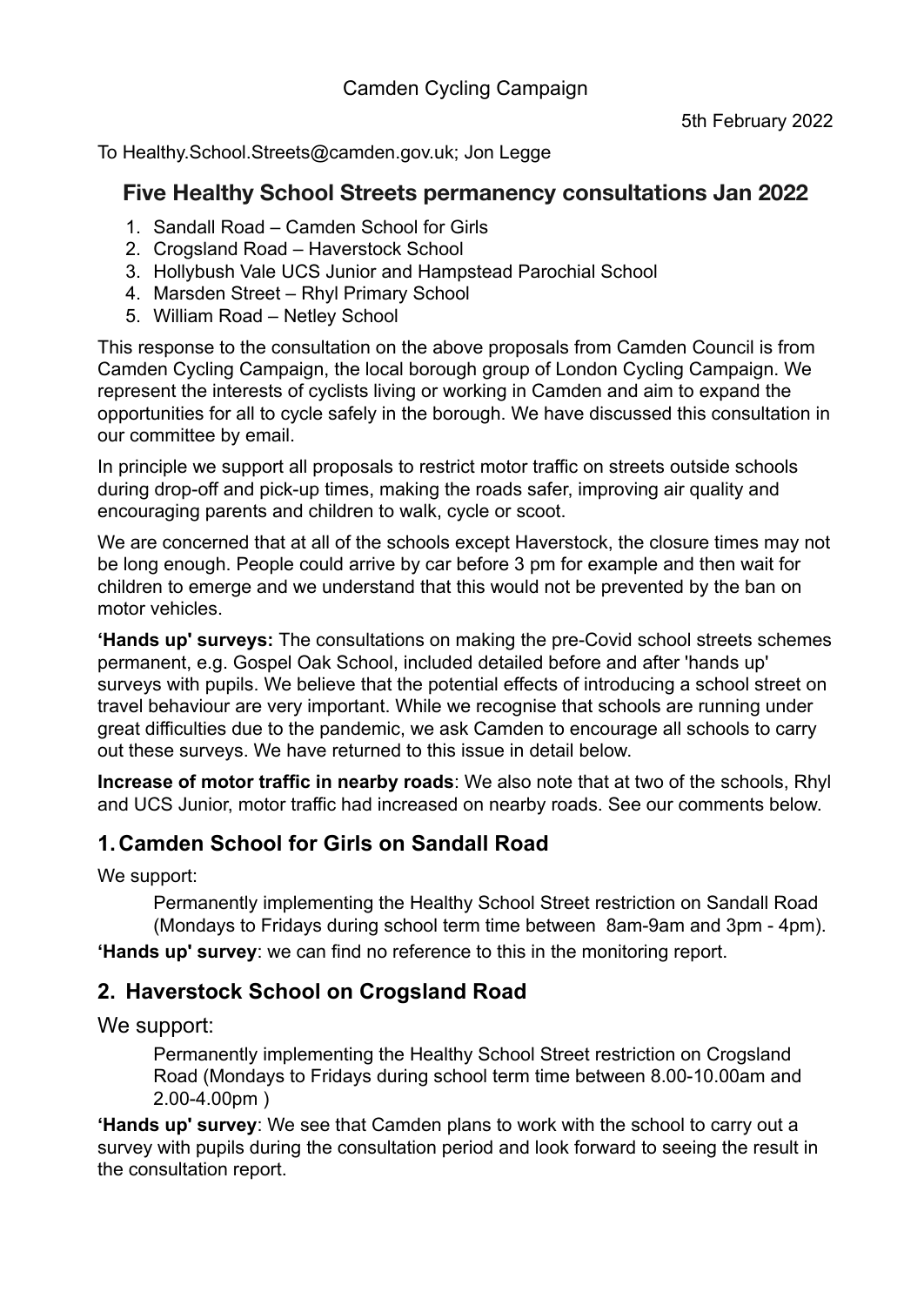Camden Cycling Campaign

5th February 2022

To Healthy.School.Streets@camden.gov.uk; Jon Legge

## Five Healthy School Streets permanency consultations Jan 2022

1. Sandall Road – Camden School for Girls
2. Crogsland Road – Haverstock School
3. Hollybush Vale UCS Junior and Hampstead Parochial School
4. Marsden Street – Rhyl Primary School
5. William Road – Netley School

This response to the consultation on the above proposals from Camden Council is from Camden Cycling Campaign, the local borough group of London Cycling Campaign. We represent the interests of cyclists living or working in Camden and aim to expand the opportunities for all to cycle safely in the borough. We have discussed this consultation in our committee by email.

In principle we support all proposals to restrict motor traffic on streets outside schools during drop-off and pick-up times, making the roads safer, improving air quality and encouraging parents and children to walk, cycle or scoot.

We are concerned that at all of the schools except Haverstock, the closure times may not be long enough. People could arrive by car before 3 pm for example and then wait for children to emerge and we understand that this would not be prevented by the ban on motor vehicles.

**'Hands up' surveys:** The consultations on making the pre-Covid school streets schemes permanent, e.g. Gospel Oak School, included detailed before and after 'hands up' surveys with pupils. We believe that the potential effects of introducing a school street on travel behaviour are very important. While we recognise that schools are running under great difficulties due to the pandemic, we ask Camden to encourage all schools to carry out these surveys. We have returned to this issue in detail below.

**Increase of motor traffic in nearby roads**: We also note that at two of the schools, Rhyl and UCS Junior, motor traffic had increased on nearby roads. See our comments below.

## 1. Camden School for Girls on Sandall Road

We support:

> Permanently implementing the Healthy School Street restriction on Sandall Road (Mondays to Fridays during school term time between 8am-9am and 3pm - 4pm).

**'Hands up' survey**: we can find no reference to this in the monitoring report.

## 2. Haverstock School on Crogsland Road

We support:

> Permanently implementing the Healthy School Street restriction on Crogsland Road (Mondays to Fridays during school term time between 8.00-10.00am and 2.00-4.00pm )

**'Hands up' survey**: We see that Camden plans to work with the school to carry out a survey with pupils during the consultation period and look forward to seeing the result in the consultation report.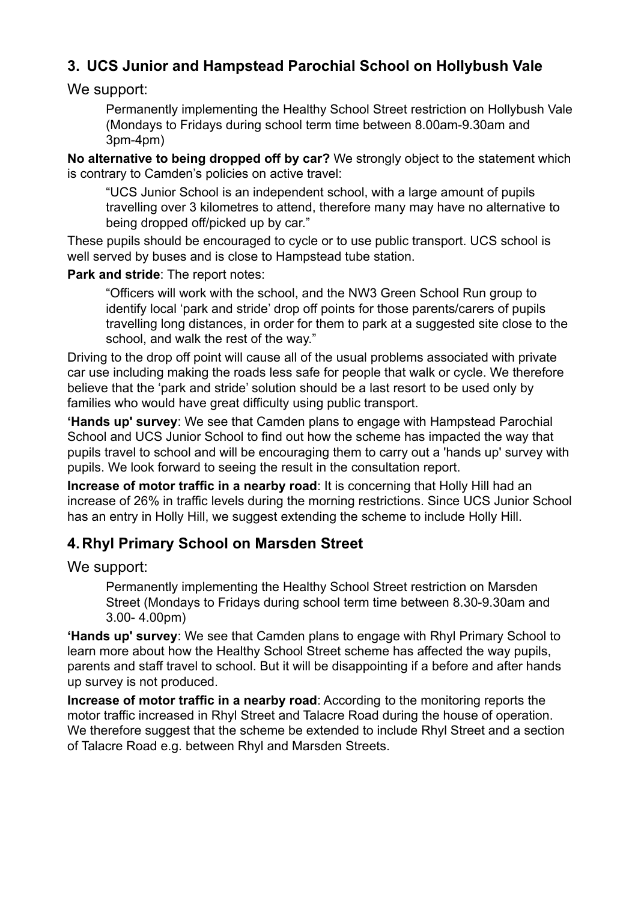## 3. UCS Junior and Hampstead Parochial School on Hollybush Vale

We support:

> Permanently implementing the Healthy School Street restriction on Hollybush Vale (Mondays to Fridays during school term time between 8.00am-9.30am and 3pm-4pm)

**No alternative to being dropped off by car?** We strongly object to the statement which is contrary to Camden's policies on active travel:

> "UCS Junior School is an independent school, with a large amount of pupils travelling over 3 kilometres to attend, therefore many may have no alternative to being dropped off/picked up by car."

These pupils should be encouraged to cycle or to use public transport. UCS school is well served by buses and is close to Hampstead tube station.

**Park and stride**: The report notes:

> "Officers will work with the school, and the NW3 Green School Run group to identify local 'park and stride' drop off points for those parents/carers of pupils travelling long distances, in order for them to park at a suggested site close to the school, and walk the rest of the way."

Driving to the drop off point will cause all of the usual problems associated with private car use including making the roads less safe for people that walk or cycle. We therefore believe that the 'park and stride' solution should be a last resort to be used only by families who would have great difficulty using public transport.

**'Hands up' survey**: We see that Camden plans to engage with Hampstead Parochial School and UCS Junior School to find out how the scheme has impacted the way that pupils travel to school and will be encouraging them to carry out a 'hands up' survey with pupils. We look forward to seeing the result in the consultation report.

**Increase of motor traffic in a nearby road**: It is concerning that Holly Hill had an increase of 26% in traffic levels during the morning restrictions. Since UCS Junior School has an entry in Holly Hill, we suggest extending the scheme to include Holly Hill.

## 4. Rhyl Primary School on Marsden Street

We support:

> Permanently implementing the Healthy School Street restriction on Marsden Street (Mondays to Fridays during school term time between 8.30-9.30am and 3.00- 4.00pm)

**'Hands up' survey**: We see that Camden plans to engage with Rhyl Primary School to learn more about how the Healthy School Street scheme has affected the way pupils, parents and staff travel to school. But it will be disappointing if a before and after hands up survey is not produced.

**Increase of motor traffic in a nearby road**: According to the monitoring reports the motor traffic increased in Rhyl Street and Talacre Road during the house of operation. We therefore suggest that the scheme be extended to include Rhyl Street and a section of Talacre Road e.g. between Rhyl and Marsden Streets.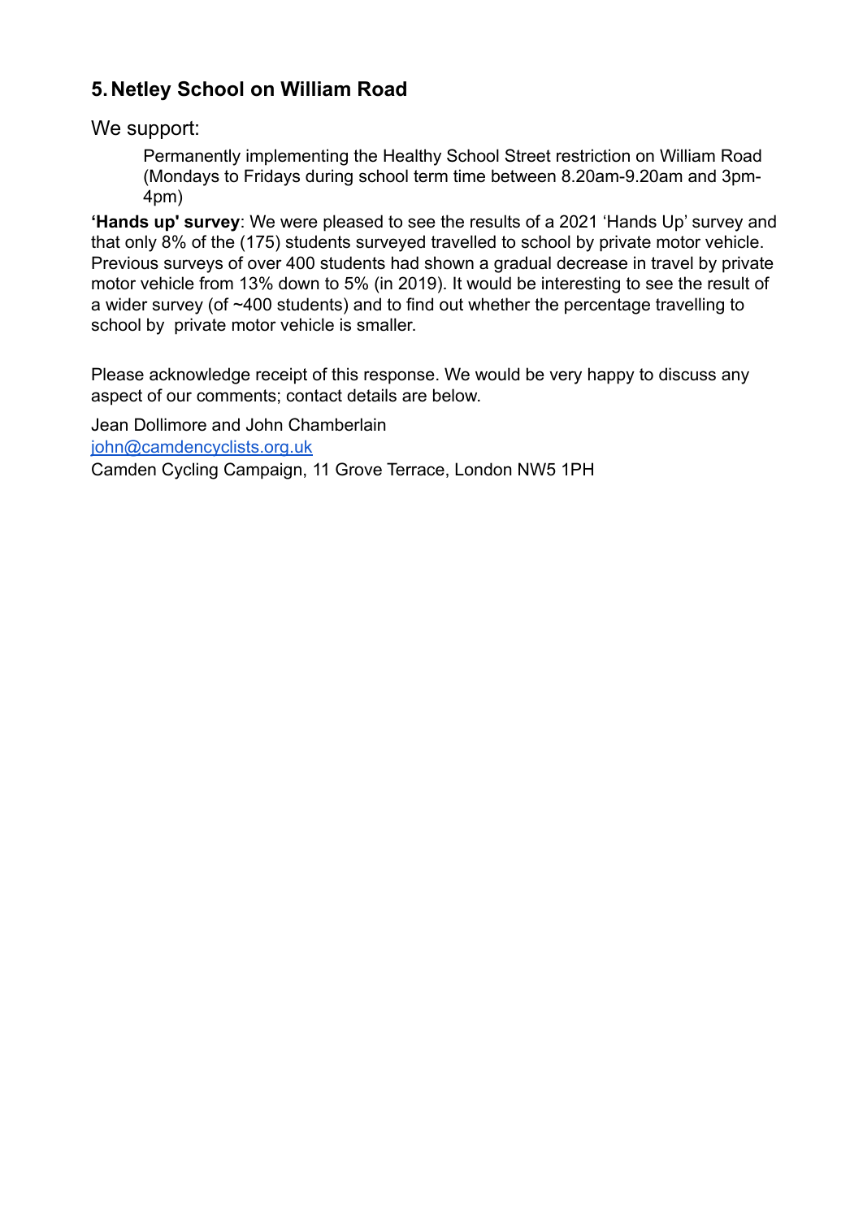## 5. Netley School on William Road

We support:

> Permanently implementing the Healthy School Street restriction on William Road (Mondays to Fridays during school term time between 8.20am-9.20am and 3pm-4pm)

**'Hands up' survey**: We were pleased to see the results of a 2021 'Hands Up' survey and that only 8% of the (175) students surveyed travelled to school by private motor vehicle. Previous surveys of over 400 students had shown a gradual decrease in travel by private motor vehicle from 13% down to 5% (in 2019). It would be interesting to see the result of a wider survey (of ~400 students) and to find out whether the percentage travelling to school by private motor vehicle is smaller.

Please acknowledge receipt of this response. We would be very happy to discuss any aspect of our comments; contact details are below.

Jean Dollimore and John Chamberlain
john@camdencyclists.org.uk
Camden Cycling Campaign, 11 Grove Terrace, London NW5 1PH